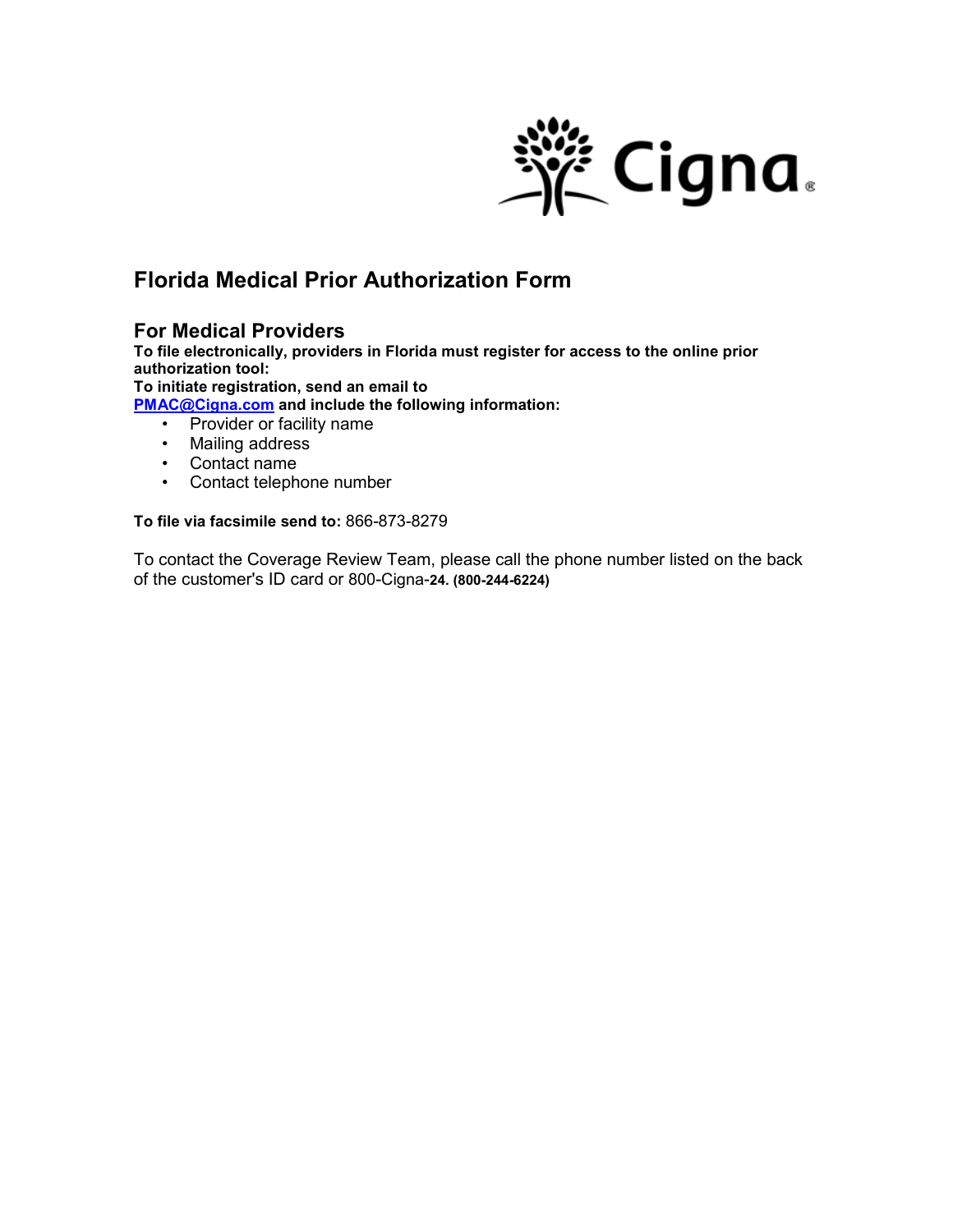# Florida Medical Prior Authorization Form

## For Medical Providers

**To file electronically, providers in Florida must register for access to the online prior authorization tool:**
**To initiate registration, send an email to [PMAC@Cigna.com](mailto:PMAC@Cigna.com) and include the following information:**

- Provider or facility name
- Mailing address
- Contact name
- Contact telephone number

**To file via facsimile send to:** 866-873-8279

To contact the Coverage Review Team, please call the phone number listed on the back of the customer's ID card or 800-Cigna-**24. (800-244-6224)**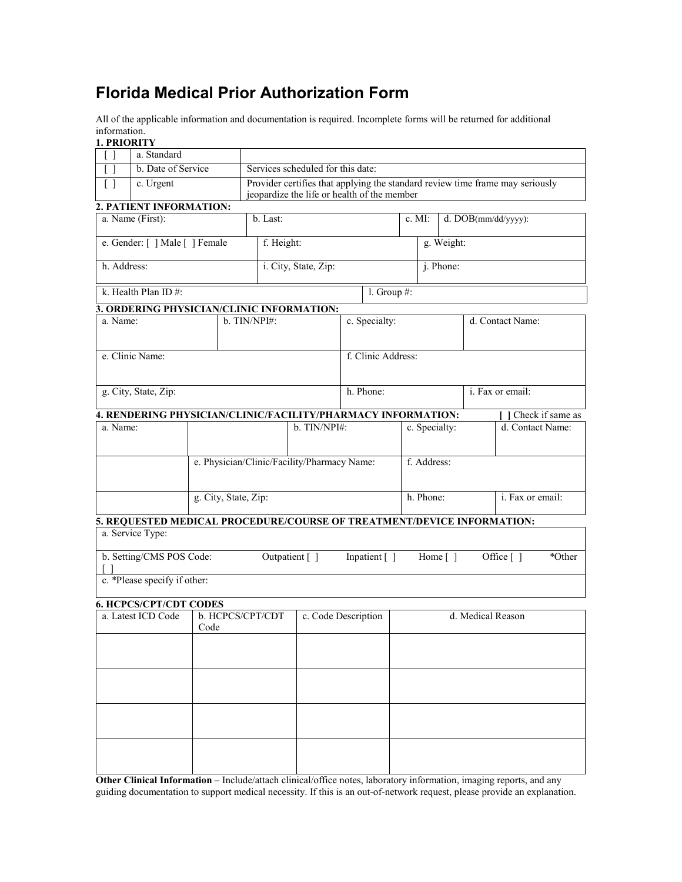# Florida Medical Prior Authorization Form

All of the applicable information and documentation is required. Incomplete forms will be returned for additional information.

**1. PRIORITY**

| | | |
|---|---|---|
| [ ] | a. Standard | |
| [ ] | b. Date of Service | Services scheduled for this date: |
| [ ] | c. Urgent | Provider certifies that applying the standard review time frame may seriously jeopardize the life or health of the member |

**2. PATIENT INFORMATION:**

| | | | |
|---|---|---|---|
| a. Name (First): | b. Last: | c. MI: | d. DOB(mm/dd/yyyy): |
| e. Gender: [ ] Male [ ] Female | f. Height: | g. Weight: | |
| h. Address: | i. City, State, Zip: | j. Phone: | |
| k. Health Plan ID #: | l. Group #: | | |

**3. ORDERING PHYSICIAN/CLINIC INFORMATION:**

| | | | |
|---|---|---|---|
| a. Name: | b. TIN/NPI#: | c. Specialty: | d. Contact Name: |
| e. Clinic Name: | | f. Clinic Address: | |
| g. City, State, Zip: | | h. Phone: | i. Fax or email: |

**4. RENDERING PHYSICIAN/CLINIC/FACILITY/PHARMACY INFORMATION:** **[ ]** Check if same as

| | | | | |
|---|---|---|---|---|
| a. Name: | | b. TIN/NPI#: | c. Specialty: | d. Contact Name: |
| | e. Physician/Clinic/Facility/Pharmacy Name: | | f. Address: | |
| | g. City, State, Zip: | | h. Phone: | i. Fax or email: |

**5. REQUESTED MEDICAL PROCEDURE/COURSE OF TREATMENT/DEVICE INFORMATION:**

| |
|---|
| a. Service Type: |
| b. Setting/CMS POS Code: Outpatient [ ] Inpatient [ ] Home [ ] Office [ ] *Other [ ] |
| c. *Please specify if other: |

**6. HCPCS/CPT/CDT CODES**

| a. Latest ICD Code | b. HCPCS/CPT/CDT Code | c. Code Description | d. Medical Reason |
|---|---|---|---|
| | | | |
| | | | |
| | | | |
| | | | |

**Other Clinical Information** – Include/attach clinical/office notes, laboratory information, imaging reports, and any guiding documentation to support medical necessity. If this is an out-of-network request, please provide an explanation.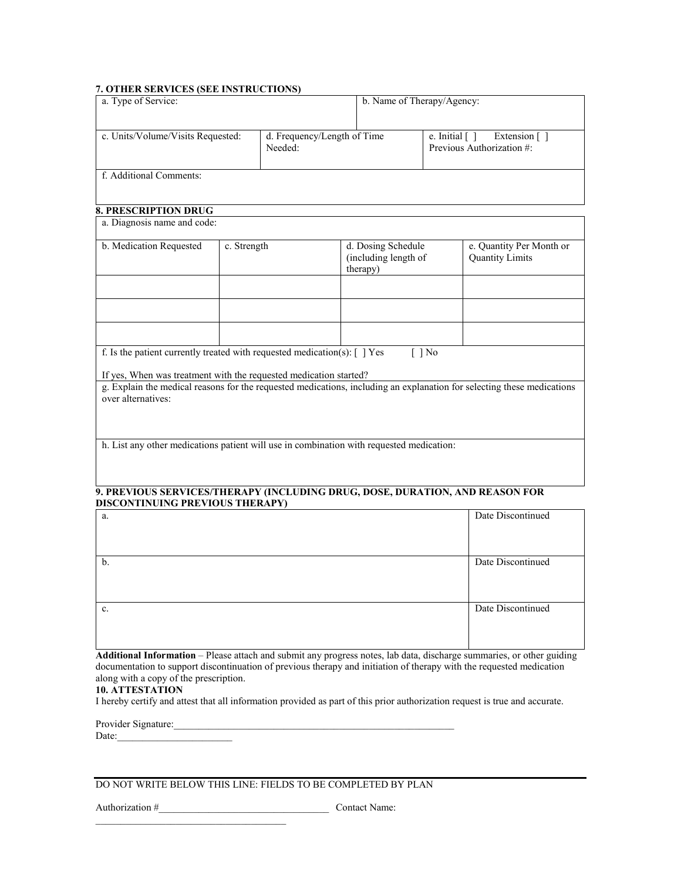**7. OTHER SERVICES (SEE INSTRUCTIONS)**

| a. Type of Service: | | b. Name of Therapy/Agency: |
|---|---|---|
| c. Units/Volume/Visits Requested: | d. Frequency/Length of Time Needed: | e. Initial [ ] Extension [ ] Previous Authorization #: |
| f. Additional Comments: | | |

**8. PRESCRIPTION DRUG**

| a. Diagnosis name and code: | | | |
|---|---|---|---|
| b. Medication Requested | c. Strength | d. Dosing Schedule (including length of therapy) | e. Quantity Per Month or Quantity Limits |
| | | | |
| | | | |
| | | | |

f. Is the patient currently treated with requested medication(s): [ ] Yes [ ] No

If yes, When was treatment with the requested medication started?

g. Explain the medical reasons for the requested medications, including an explanation for selecting these medications over alternatives:

h. List any other medications patient will use in combination with requested medication:

**9. PREVIOUS SERVICES/THERAPY (INCLUDING DRUG, DOSE, DURATION, AND REASON FOR DISCONTINUING PREVIOUS THERAPY)**

| | |
|---|---|
| a. | Date Discontinued |
| b. | Date Discontinued |
| c. | Date Discontinued |

**Additional Information** – Please attach and submit any progress notes, lab data, discharge summaries, or other guiding documentation to support discontinuation of previous therapy and initiation of therapy with the requested medication along with a copy of the prescription.

**10. ATTESTATION**

I hereby certify and attest that all information provided as part of this prior authorization request is true and accurate.

Provider Signature:___________________________________________________________

Date:_______________________

---

DO NOT WRITE BELOW THIS LINE: FIELDS TO BE COMPLETED BY PLAN

Authorization #__________________________________ Contact Name: _____________________________________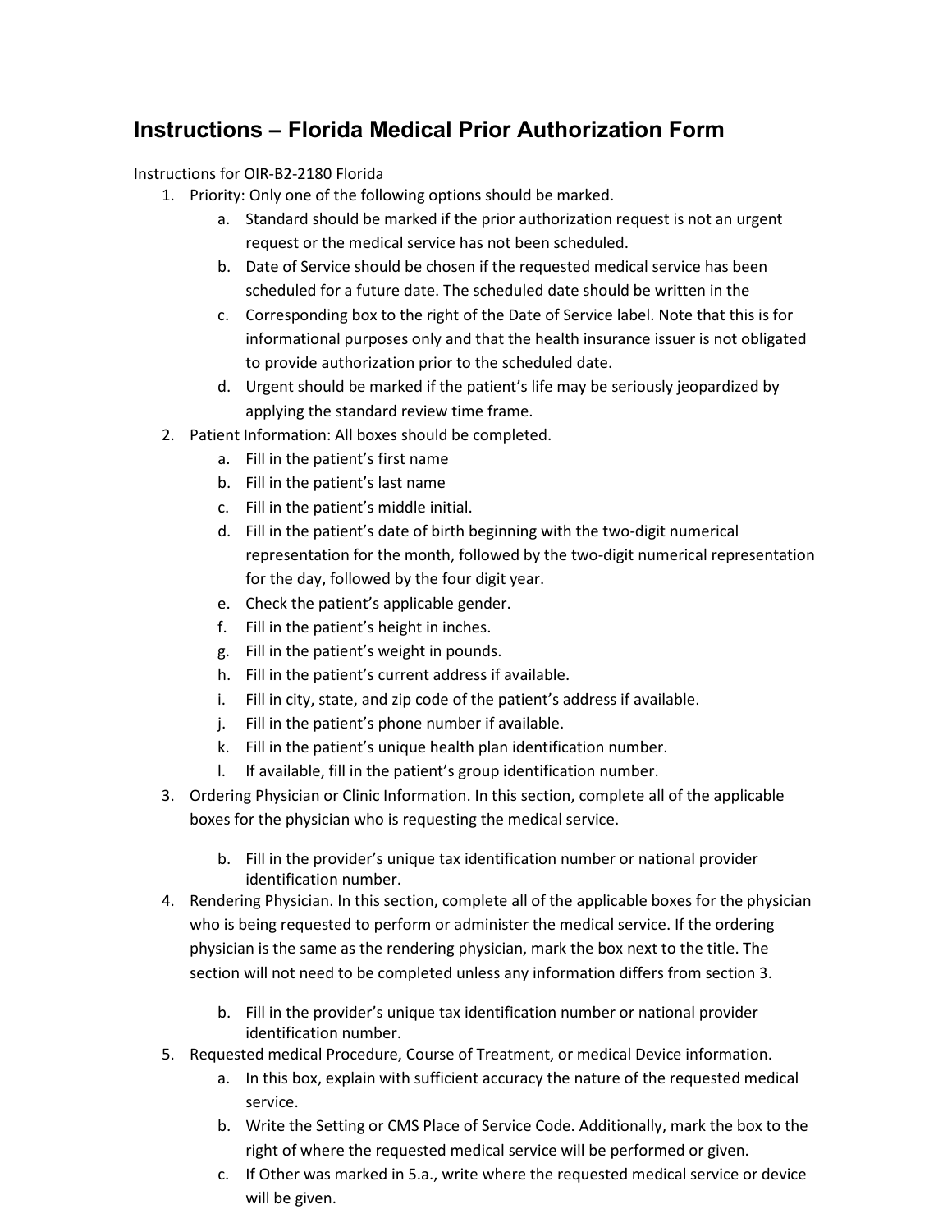# Instructions – Florida Medical Prior Authorization Form

Instructions for OIR-B2-2180 Florida

1. Priority: Only one of the following options should be marked.
    a. Standard should be marked if the prior authorization request is not an urgent request or the medical service has not been scheduled.
    b. Date of Service should be chosen if the requested medical service has been scheduled for a future date. The scheduled date should be written in the
    c. Corresponding box to the right of the Date of Service label. Note that this is for informational purposes only and that the health insurance issuer is not obligated to provide authorization prior to the scheduled date.
    d. Urgent should be marked if the patient's life may be seriously jeopardized by applying the standard review time frame.
2. Patient Information: All boxes should be completed.
    a. Fill in the patient's first name
    b. Fill in the patient's last name
    c. Fill in the patient's middle initial.
    d. Fill in the patient's date of birth beginning with the two-digit numerical representation for the month, followed by the two-digit numerical representation for the day, followed by the four digit year.
    e. Check the patient's applicable gender.
    f. Fill in the patient's height in inches.
    g. Fill in the patient's weight in pounds.
    h. Fill in the patient's current address if available.
    i. Fill in city, state, and zip code of the patient's address if available.
    j. Fill in the patient's phone number if available.
    k. Fill in the patient's unique health plan identification number.
    l. If available, fill in the patient's group identification number.
3. Ordering Physician or Clinic Information. In this section, complete all of the applicable boxes for the physician who is requesting the medical service.

    b. Fill in the provider's unique tax identification number or national provider identification number.
4. Rendering Physician. In this section, complete all of the applicable boxes for the physician who is being requested to perform or administer the medical service. If the ordering physician is the same as the rendering physician, mark the box next to the title. The section will not need to be completed unless any information differs from section 3.

    b. Fill in the provider's unique tax identification number or national provider identification number.
5. Requested medical Procedure, Course of Treatment, or medical Device information.
    a. In this box, explain with sufficient accuracy the nature of the requested medical service.
    b. Write the Setting or CMS Place of Service Code. Additionally, mark the box to the right of where the requested medical service will be performed or given.
    c. If Other was marked in 5.a., write where the requested medical service or device will be given.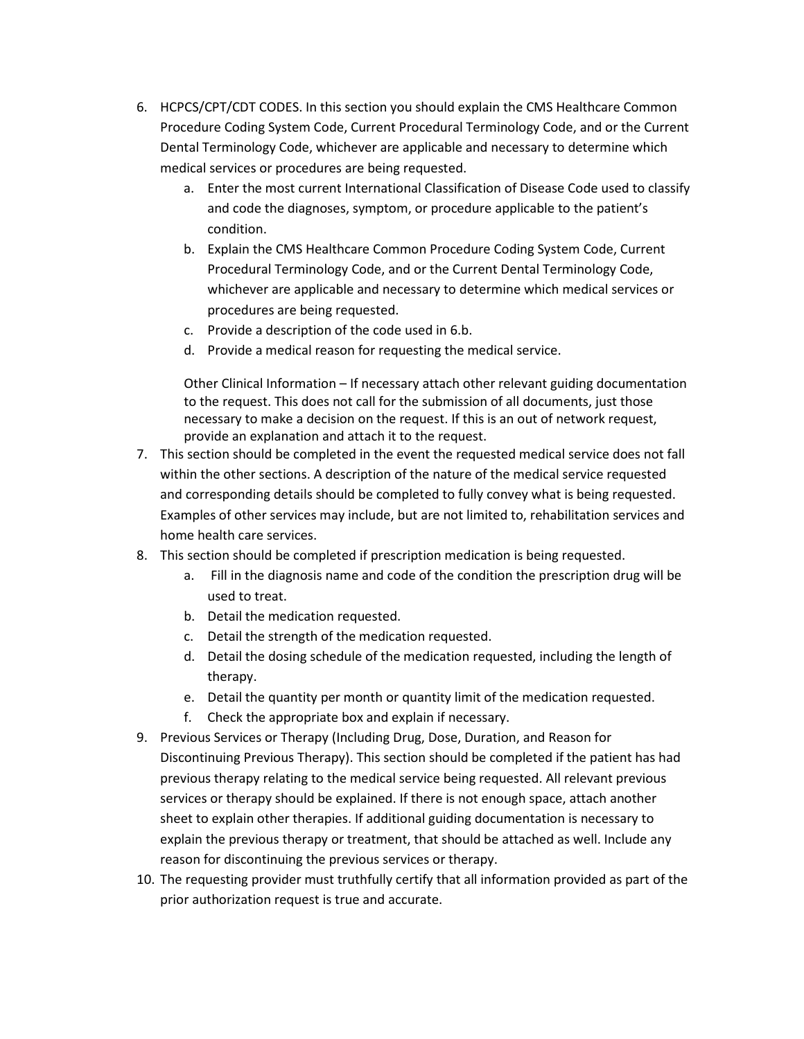6. HCPCS/CPT/CDT CODES. In this section you should explain the CMS Healthcare Common Procedure Coding System Code, Current Procedural Terminology Code, and or the Current Dental Terminology Code, whichever are applicable and necessary to determine which medical services or procedures are being requested.
    a. Enter the most current International Classification of Disease Code used to classify and code the diagnoses, symptom, or procedure applicable to the patient's condition.
    b. Explain the CMS Healthcare Common Procedure Coding System Code, Current Procedural Terminology Code, and or the Current Dental Terminology Code, whichever are applicable and necessary to determine which medical services or procedures are being requested.
    c. Provide a description of the code used in 6.b.
    d. Provide a medical reason for requesting the medical service.

    Other Clinical Information – If necessary attach other relevant guiding documentation to the request. This does not call for the submission of all documents, just those necessary to make a decision on the request. If this is an out of network request, provide an explanation and attach it to the request.
7. This section should be completed in the event the requested medical service does not fall within the other sections. A description of the nature of the medical service requested and corresponding details should be completed to fully convey what is being requested. Examples of other services may include, but are not limited to, rehabilitation services and home health care services.
8. This section should be completed if prescription medication is being requested.
    a. Fill in the diagnosis name and code of the condition the prescription drug will be used to treat.
    b. Detail the medication requested.
    c. Detail the strength of the medication requested.
    d. Detail the dosing schedule of the medication requested, including the length of therapy.
    e. Detail the quantity per month or quantity limit of the medication requested.
    f. Check the appropriate box and explain if necessary.
9. Previous Services or Therapy (Including Drug, Dose, Duration, and Reason for Discontinuing Previous Therapy). This section should be completed if the patient has had previous therapy relating to the medical service being requested. All relevant previous services or therapy should be explained. If there is not enough space, attach another sheet to explain other therapies. If additional guiding documentation is necessary to explain the previous therapy or treatment, that should be attached as well. Include any reason for discontinuing the previous services or therapy.
10. The requesting provider must truthfully certify that all information provided as part of the prior authorization request is true and accurate.